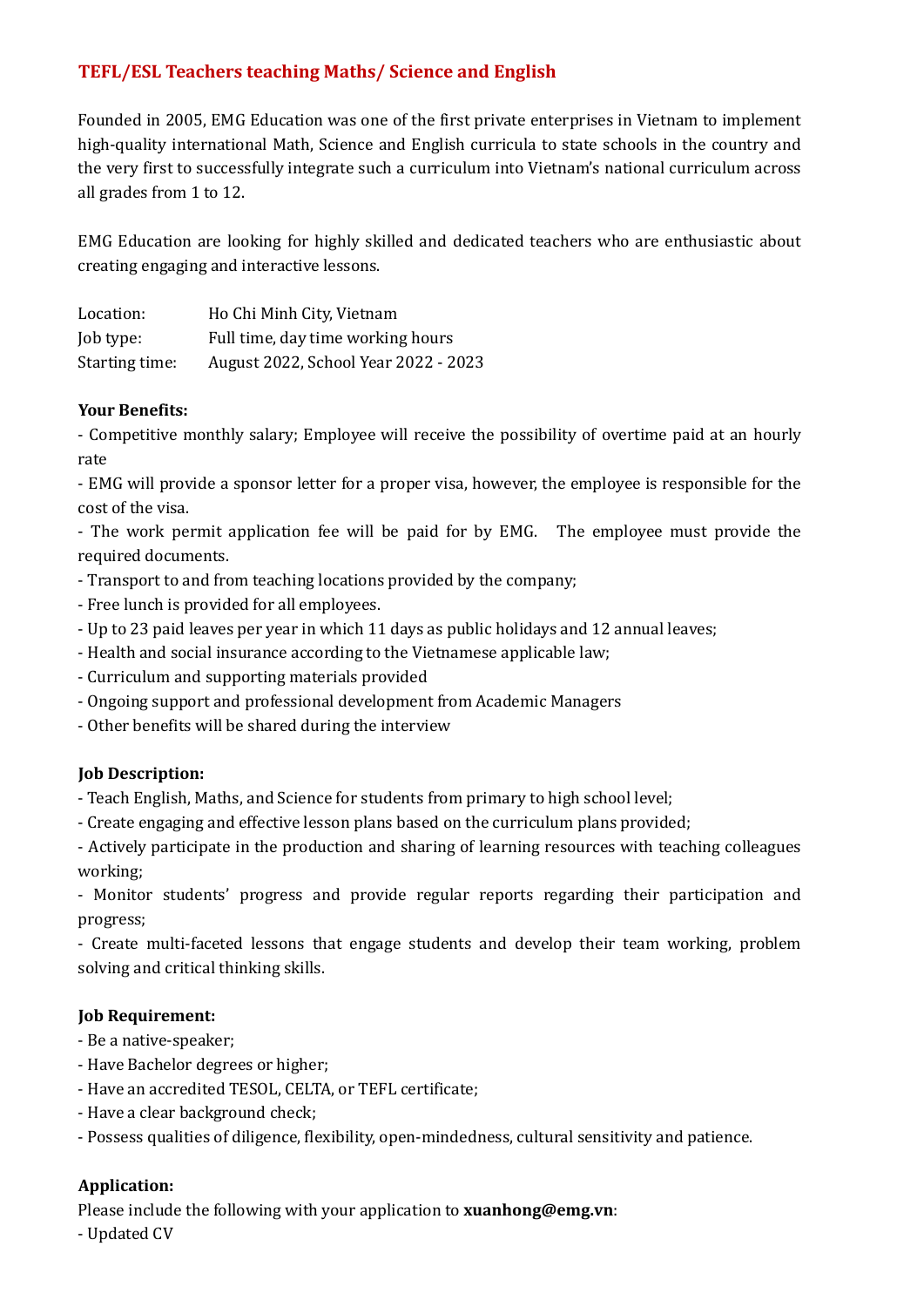# TEFL/ESL Teachers teaching Maths/ Science and English

Founded in 2005, EMG Education was one of the first private enterprises in Vietnam to implement high-quality international Math, Science and English curricula to state schools in the country and the very first to successfully integrate such a curriculum into Vietnam's national curriculum across all grades from 1 to 12.

EMG Education are looking for highly skilled and dedicated teachers who are enthusiastic about creating engaging and interactive lessons.

| | |
|---|---|
| Location: | Ho Chi Minh City, Vietnam |
| Job type: | Full time, day time working hours |
| Starting time: | August 2022, School Year 2022 - 2023 |

**Your Benefits:**

- Competitive monthly salary; Employee will receive the possibility of overtime paid at an hourly rate
- EMG will provide a sponsor letter for a proper visa, however, the employee is responsible for the cost of the visa.
- The work permit application fee will be paid for by EMG. The employee must provide the required documents.
- Transport to and from teaching locations provided by the company;
- Free lunch is provided for all employees.
- Up to 23 paid leaves per year in which 11 days as public holidays and 12 annual leaves;
- Health and social insurance according to the Vietnamese applicable law;
- Curriculum and supporting materials provided
- Ongoing support and professional development from Academic Managers
- Other benefits will be shared during the interview

**Job Description:**

- Teach English, Maths, and Science for students from primary to high school level;
- Create engaging and effective lesson plans based on the curriculum plans provided;
- Actively participate in the production and sharing of learning resources with teaching colleagues working;
- Monitor students' progress and provide regular reports regarding their participation and progress;
- Create multi-faceted lessons that engage students and develop their team working, problem solving and critical thinking skills.

**Job Requirement:**

- Be a native-speaker;
- Have Bachelor degrees or higher;
- Have an accredited TESOL, CELTA, or TEFL certificate;
- Have a clear background check;
- Possess qualities of diligence, flexibility, open-mindedness, cultural sensitivity and patience.

**Application:**

Please include the following with your application to **xuanhong@emg.vn**:

- Updated CV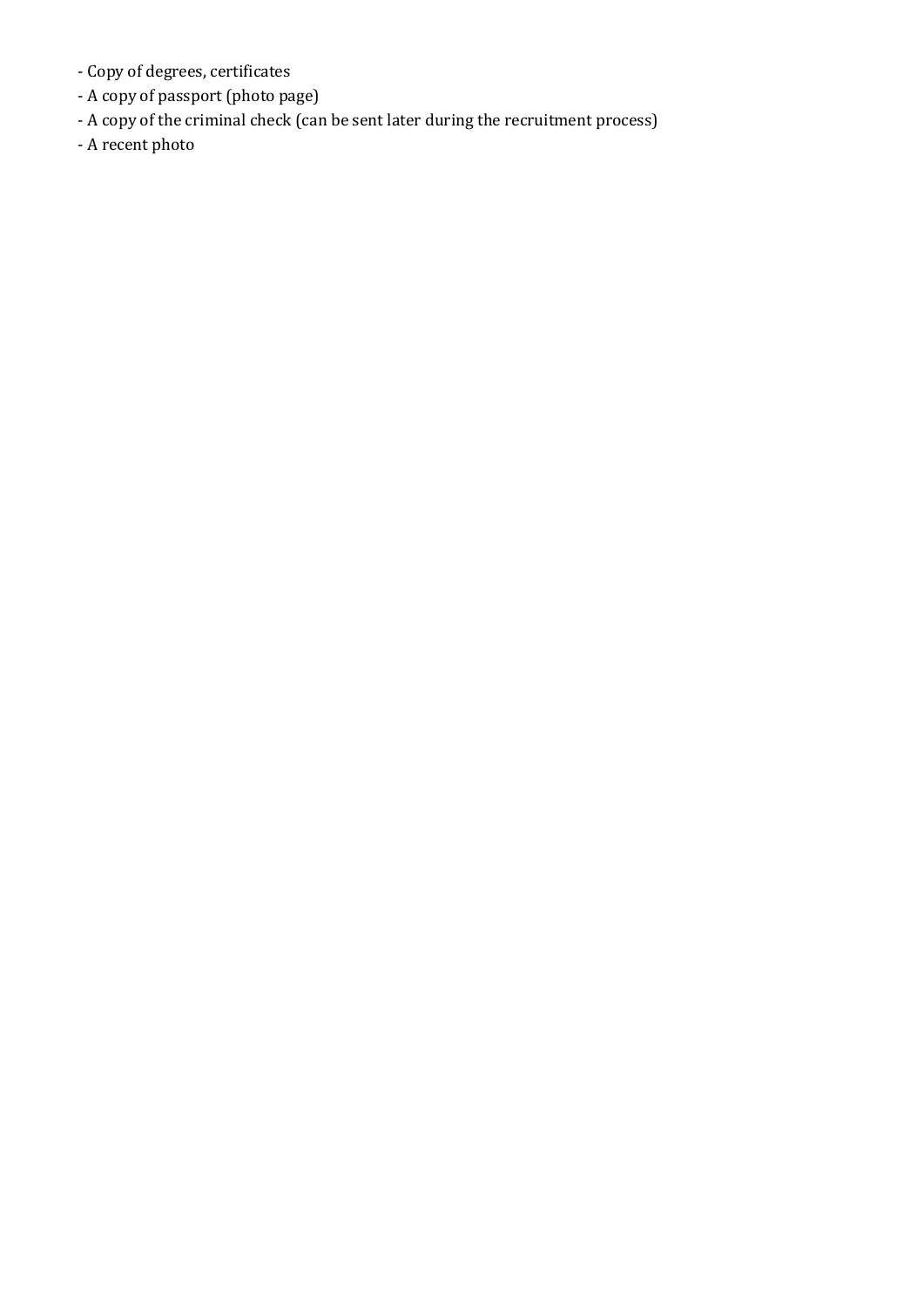- Copy of degrees, certificates
- A copy of passport (photo page)
- A copy of the criminal check (can be sent later during the recruitment process)
- A recent photo